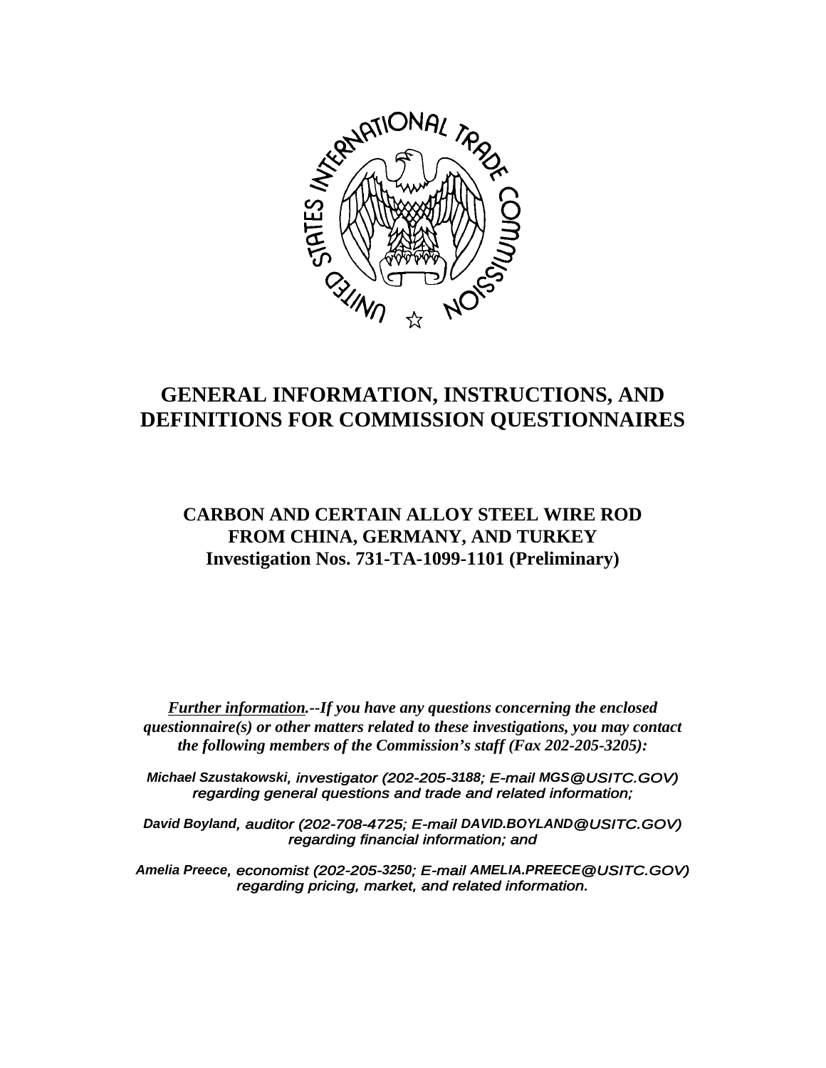# GENERAL INFORMATION, INSTRUCTIONS, AND DEFINITIONS FOR COMMISSION QUESTIONNAIRES

## CARBON AND CERTAIN ALLOY STEEL WIRE ROD FROM CHINA, GERMANY, AND TURKEY
## Investigation Nos. 731-TA-1099-1101 (Preliminary)

***Further information**.--If you have any questions concerning the enclosed questionnaire(s) or other matters related to these investigations, you may contact the following members of the Commission's staff (Fax 202-205-3205):*

***Michael Szustakowski**, investigator (202-205-3188; E-mail MGS@USITC.GOV) regarding general questions and trade and related information;*

***David Boyland**, auditor (202-708-4725; E-mail DAVID.BOYLAND@USITC.GOV) regarding financial information; and*

***Amelia Preece**, economist (202-205-3250; E-mail AMELIA.PREECE@USITC.GOV) regarding pricing, market, and related information.*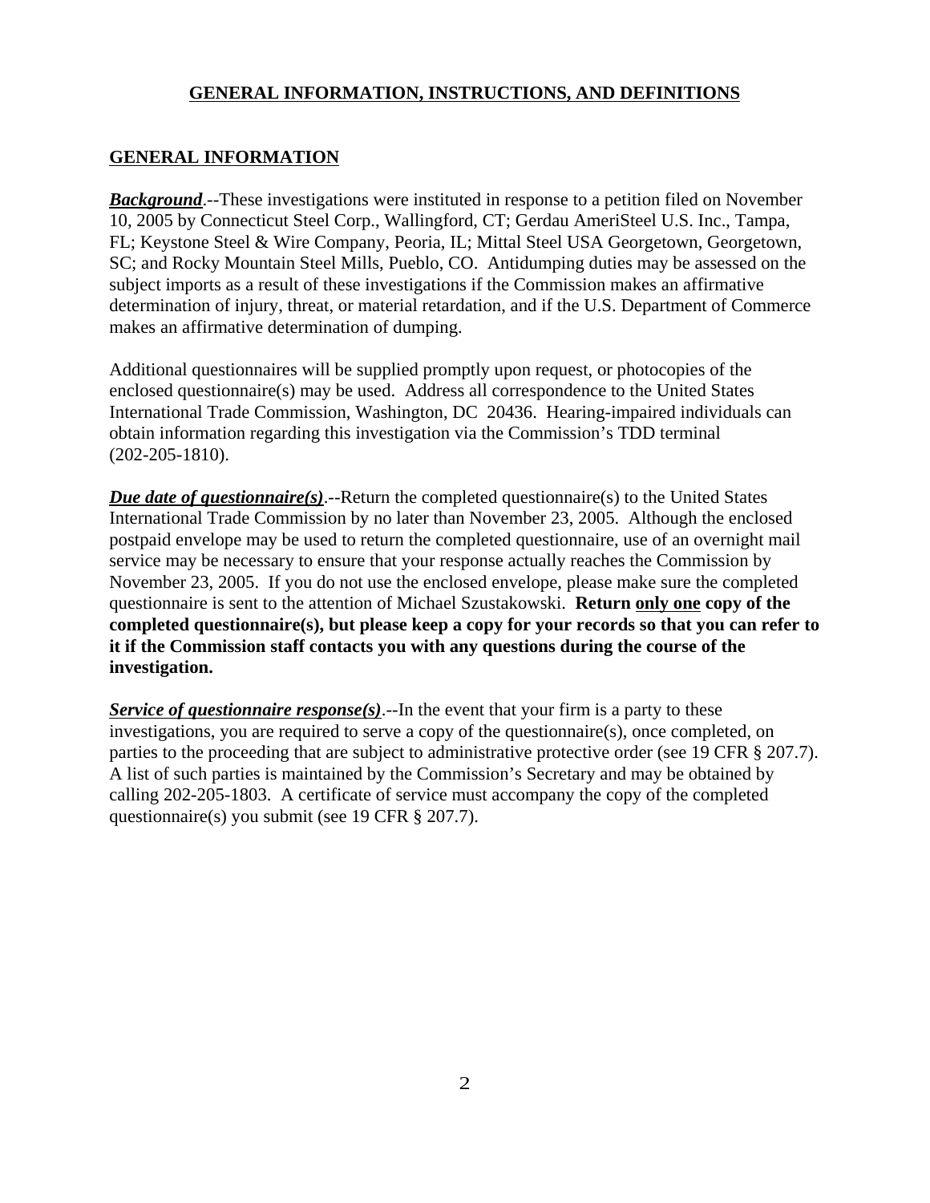# GENERAL INFORMATION, INSTRUCTIONS, AND DEFINITIONS

## GENERAL INFORMATION

***Background***.--These investigations were instituted in response to a petition filed on November 10, 2005 by Connecticut Steel Corp., Wallingford, CT; Gerdau AmeriSteel U.S. Inc., Tampa, FL; Keystone Steel & Wire Company, Peoria, IL; Mittal Steel USA Georgetown, Georgetown, SC; and Rocky Mountain Steel Mills, Pueblo, CO. Antidumping duties may be assessed on the subject imports as a result of these investigations if the Commission makes an affirmative determination of injury, threat, or material retardation, and if the U.S. Department of Commerce makes an affirmative determination of dumping.

Additional questionnaires will be supplied promptly upon request, or photocopies of the enclosed questionnaire(s) may be used. Address all correspondence to the United States International Trade Commission, Washington, DC 20436. Hearing-impaired individuals can obtain information regarding this investigation via the Commission's TDD terminal (202-205-1810).

***Due date of questionnaire(s)***.--Return the completed questionnaire(s) to the United States International Trade Commission by no later than November 23, 2005. Although the enclosed postpaid envelope may be used to return the completed questionnaire, use of an overnight mail service may be necessary to ensure that your response actually reaches the Commission by November 23, 2005. If you do not use the enclosed envelope, please make sure the completed questionnaire is sent to the attention of Michael Szustakowski. **Return only one copy of the completed questionnaire(s), but please keep a copy for your records so that you can refer to it if the Commission staff contacts you with any questions during the course of the investigation.**

***Service of questionnaire response(s)***.--In the event that your firm is a party to these investigations, you are required to serve a copy of the questionnaire(s), once completed, on parties to the proceeding that are subject to administrative protective order (see 19 CFR § 207.7). A list of such parties is maintained by the Commission's Secretary and may be obtained by calling 202-205-1803. A certificate of service must accompany the copy of the completed questionnaire(s) you submit (see 19 CFR § 207.7).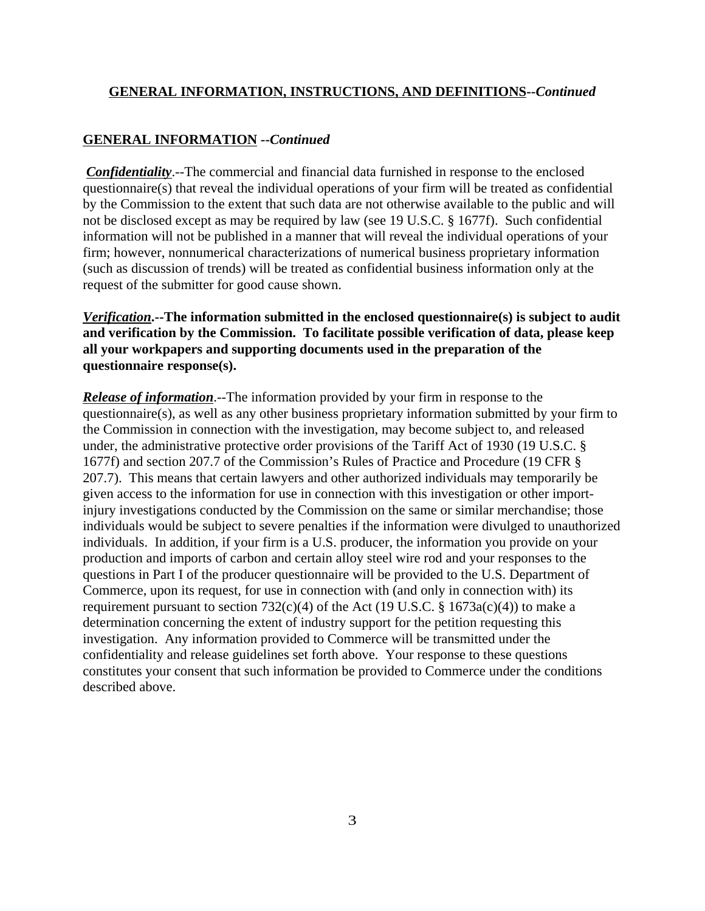## GENERAL INFORMATION, INSTRUCTIONS, AND DEFINITIONS--*Continued*

### GENERAL INFORMATION --*Continued*

***Confidentiality***.--The commercial and financial data furnished in response to the enclosed questionnaire(s) that reveal the individual operations of your firm will be treated as confidential by the Commission to the extent that such data are not otherwise available to the public and will not be disclosed except as may be required by law (see 19 U.S.C. § 1677f). Such confidential information will not be published in a manner that will reveal the individual operations of your firm; however, nonnumerical characterizations of numerical business proprietary information (such as discussion of trends) will be treated as confidential business information only at the request of the submitter for good cause shown.

***Verification*.--The information submitted in the enclosed questionnaire(s) is subject to audit and verification by the Commission. To facilitate possible verification of data, please keep all your workpapers and supporting documents used in the preparation of the questionnaire response(s).**

***Release of information***.--The information provided by your firm in response to the questionnaire(s), as well as any other business proprietary information submitted by your firm to the Commission in connection with the investigation, may become subject to, and released under, the administrative protective order provisions of the Tariff Act of 1930 (19 U.S.C. § 1677f) and section 207.7 of the Commission's Rules of Practice and Procedure (19 CFR § 207.7). This means that certain lawyers and other authorized individuals may temporarily be given access to the information for use in connection with this investigation or other import-injury investigations conducted by the Commission on the same or similar merchandise; those individuals would be subject to severe penalties if the information were divulged to unauthorized individuals. In addition, if your firm is a U.S. producer, the information you provide on your production and imports of carbon and certain alloy steel wire rod and your responses to the questions in Part I of the producer questionnaire will be provided to the U.S. Department of Commerce, upon its request, for use in connection with (and only in connection with) its requirement pursuant to section 732(c)(4) of the Act (19 U.S.C. § 1673a(c)(4)) to make a determination concerning the extent of industry support for the petition requesting this investigation. Any information provided to Commerce will be transmitted under the confidentiality and release guidelines set forth above. Your response to these questions constitutes your consent that such information be provided to Commerce under the conditions described above.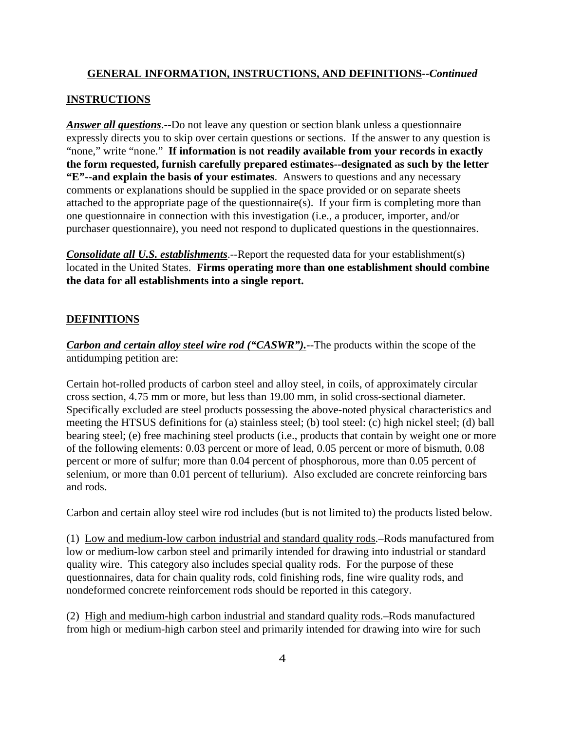**<u>GENERAL INFORMATION, INSTRUCTIONS, AND DEFINITIONS</u>--*Continued***

**<u>INSTRUCTIONS</u>**

***<u>Answer all questions</u>***.--Do not leave any question or section blank unless a questionnaire expressly directs you to skip over certain questions or sections. If the answer to any question is "none," write "none." **If information is not readily available from your records in exactly the form requested, furnish carefully prepared estimates--designated as such by the letter "E"--and explain the basis of your estimates**. Answers to questions and any necessary comments or explanations should be supplied in the space provided or on separate sheets attached to the appropriate page of the questionnaire(s). If your firm is completing more than one questionnaire in connection with this investigation (i.e., a producer, importer, and/or purchaser questionnaire), you need not respond to duplicated questions in the questionnaires.

***<u>Consolidate all U.S. establishments</u>***.--Report the requested data for your establishment(s) located in the United States. **Firms operating more than one establishment should combine the data for all establishments into a single report.**

**<u>DEFINITIONS</u>**

***<u>Carbon and certain alloy steel wire rod ("CASWR").</u>***--The products within the scope of the antidumping petition are:

Certain hot-rolled products of carbon steel and alloy steel, in coils, of approximately circular cross section, 4.75 mm or more, but less than 19.00 mm, in solid cross-sectional diameter. Specifically excluded are steel products possessing the above-noted physical characteristics and meeting the HTSUS definitions for (a) stainless steel; (b) tool steel: (c) high nickel steel; (d) ball bearing steel; (e) free machining steel products (i.e., products that contain by weight one or more of the following elements: 0.03 percent or more of lead, 0.05 percent or more of bismuth, 0.08 percent or more of sulfur; more than 0.04 percent of phosphorous, more than 0.05 percent of selenium, or more than 0.01 percent of tellurium). Also excluded are concrete reinforcing bars and rods.

Carbon and certain alloy steel wire rod includes (but is not limited to) the products listed below.

(1) <u>Low and medium-low carbon industrial and standard quality rods</u>.–Rods manufactured from low or medium-low carbon steel and primarily intended for drawing into industrial or standard quality wire. This category also includes special quality rods. For the purpose of these questionnaires, data for chain quality rods, cold finishing rods, fine wire quality rods, and nondeformed concrete reinforcement rods should be reported in this category.

(2) <u>High and medium-high carbon industrial and standard quality rods</u>.–Rods manufactured from high or medium-high carbon steel and primarily intended for drawing into wire for such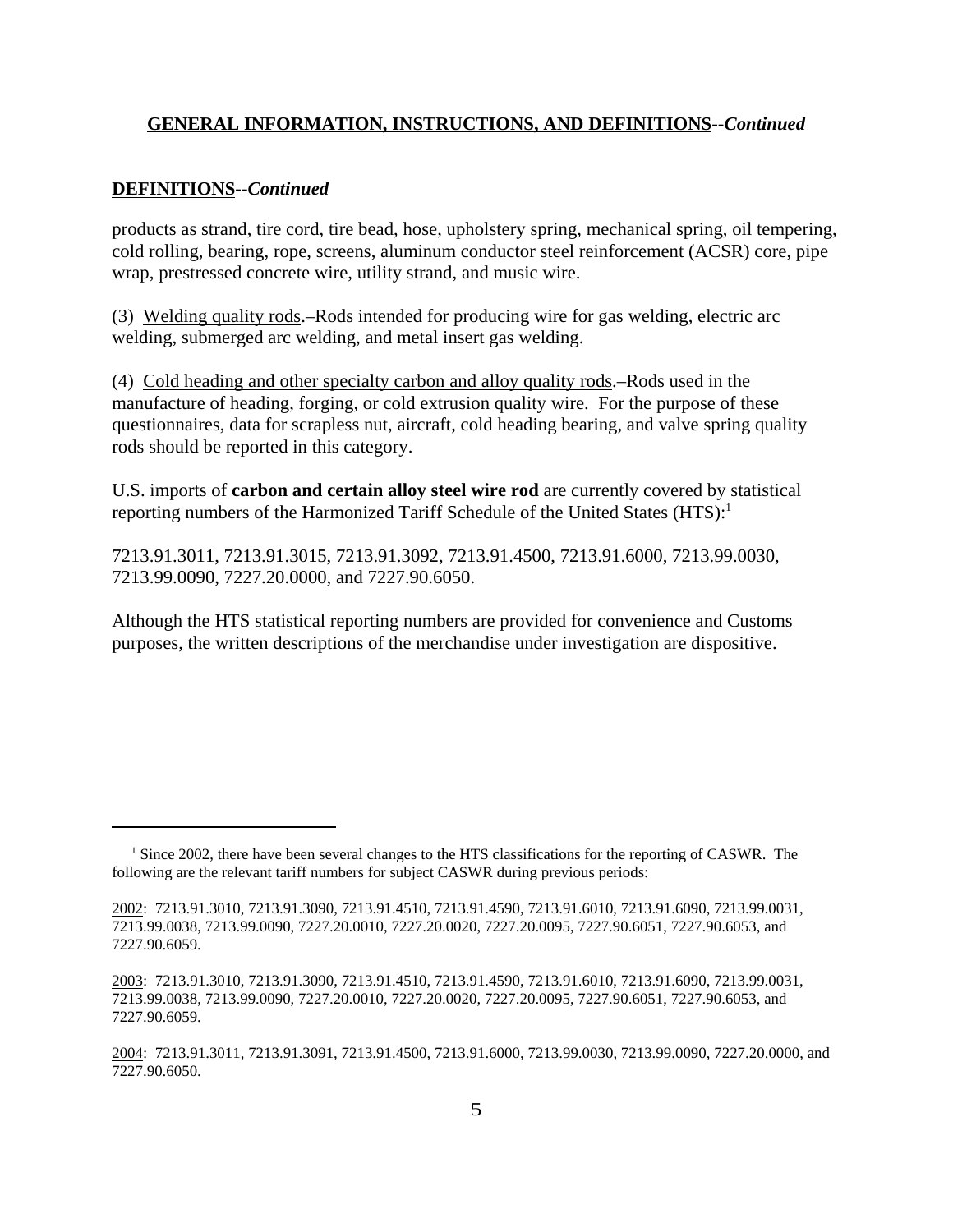**GENERAL INFORMATION, INSTRUCTIONS, AND DEFINITIONS--*Continued***

**DEFINITIONS--*Continued***

products as strand, tire cord, tire bead, hose, upholstery spring, mechanical spring, oil tempering, cold rolling, bearing, rope, screens, aluminum conductor steel reinforcement (ACSR) core, pipe wrap, prestressed concrete wire, utility strand, and music wire.

(3) Welding quality rods.–Rods intended for producing wire for gas welding, electric arc welding, submerged arc welding, and metal insert gas welding.

(4) Cold heading and other specialty carbon and alloy quality rods.–Rods used in the manufacture of heading, forging, or cold extrusion quality wire. For the purpose of these questionnaires, data for scrapless nut, aircraft, cold heading bearing, and valve spring quality rods should be reported in this category.

U.S. imports of **carbon and certain alloy steel wire rod** are currently covered by statistical reporting numbers of the Harmonized Tariff Schedule of the United States (HTS):[1]

7213.91.3011, 7213.91.3015, 7213.91.3092, 7213.91.4500, 7213.91.6000, 7213.99.0030, 7213.99.0090, 7227.20.0000, and 7227.90.6050.

Although the HTS statistical reporting numbers are provided for convenience and Customs purposes, the written descriptions of the merchandise under investigation are dispositive.

---

[1] Since 2002, there have been several changes to the HTS classifications for the reporting of CASWR. The following are the relevant tariff numbers for subject CASWR during previous periods:

2002: 7213.91.3010, 7213.91.3090, 7213.91.4510, 7213.91.4590, 7213.91.6010, 7213.91.6090, 7213.99.0031, 7213.99.0038, 7213.99.0090, 7227.20.0010, 7227.20.0020, 7227.20.0095, 7227.90.6051, 7227.90.6053, and 7227.90.6059.

2003: 7213.91.3010, 7213.91.3090, 7213.91.4510, 7213.91.4590, 7213.91.6010, 7213.91.6090, 7213.99.0031, 7213.99.0038, 7213.99.0090, 7227.20.0010, 7227.20.0020, 7227.20.0095, 7227.90.6051, 7227.90.6053, and 7227.90.6059.

2004: 7213.91.3011, 7213.91.3091, 7213.91.4500, 7213.91.6000, 7213.99.0030, 7213.99.0090, 7227.20.0000, and 7227.90.6050.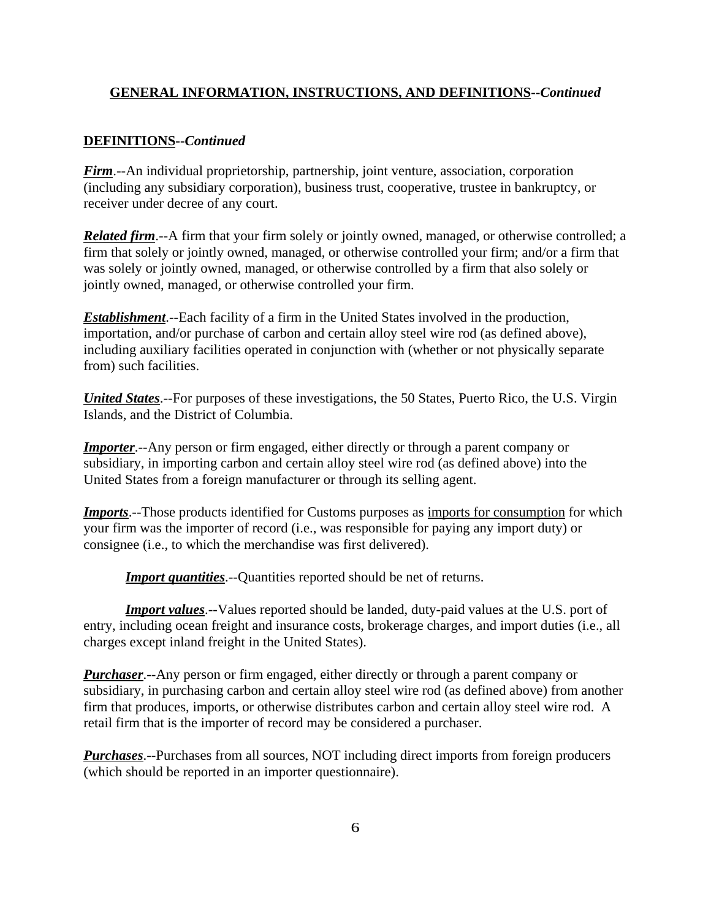## **GENERAL INFORMATION, INSTRUCTIONS, AND DEFINITIONS--*Continued***

### **DEFINITIONS--*Continued***

***Firm***.--An individual proprietorship, partnership, joint venture, association, corporation (including any subsidiary corporation), business trust, cooperative, trustee in bankruptcy, or receiver under decree of any court.

***Related firm***.--A firm that your firm solely or jointly owned, managed, or otherwise controlled; a firm that solely or jointly owned, managed, or otherwise controlled your firm; and/or a firm that was solely or jointly owned, managed, or otherwise controlled by a firm that also solely or jointly owned, managed, or otherwise controlled your firm.

***Establishment***.--Each facility of a firm in the United States involved in the production, importation, and/or purchase of carbon and certain alloy steel wire rod (as defined above), including auxiliary facilities operated in conjunction with (whether or not physically separate from) such facilities.

***United States***.--For purposes of these investigations, the 50 States, Puerto Rico, the U.S. Virgin Islands, and the District of Columbia.

***Importer***.--Any person or firm engaged, either directly or through a parent company or subsidiary, in importing carbon and certain alloy steel wire rod (as defined above) into the United States from a foreign manufacturer or through its selling agent.

***Imports***.--Those products identified for Customs purposes as imports for consumption for which your firm was the importer of record (i.e., was responsible for paying any import duty) or consignee (i.e., to which the merchandise was first delivered).

***Import quantities***.--Quantities reported should be net of returns.

***Import values***.--Values reported should be landed, duty-paid values at the U.S. port of entry, including ocean freight and insurance costs, brokerage charges, and import duties (i.e., all charges except inland freight in the United States).

***Purchaser***.--Any person or firm engaged, either directly or through a parent company or subsidiary, in purchasing carbon and certain alloy steel wire rod (as defined above) from another firm that produces, imports, or otherwise distributes carbon and certain alloy steel wire rod. A retail firm that is the importer of record may be considered a purchaser.

***Purchases***.--Purchases from all sources, NOT including direct imports from foreign producers (which should be reported in an importer questionnaire).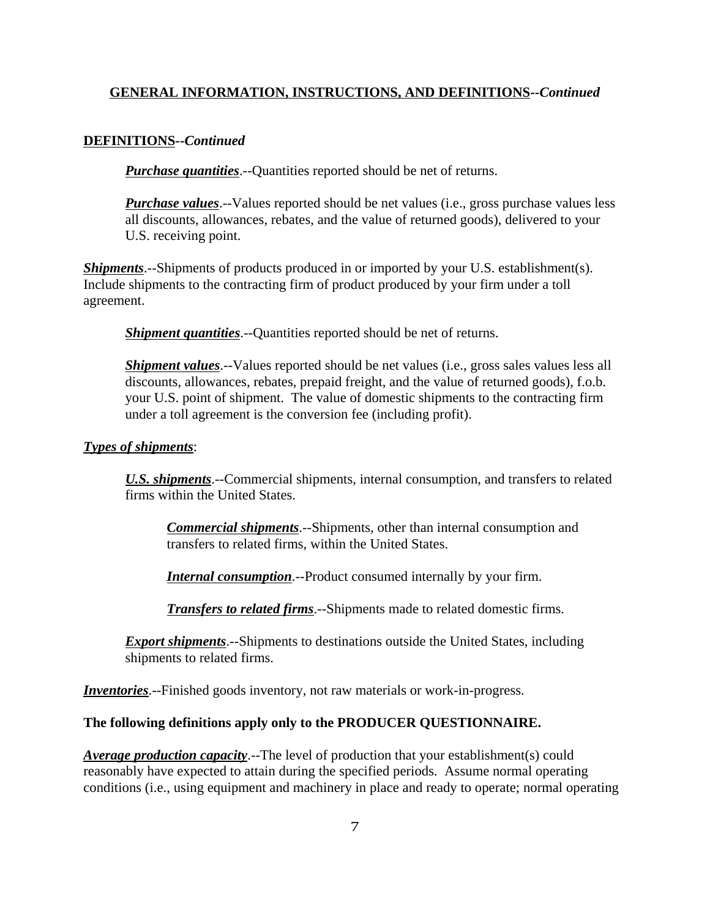## GENERAL INFORMATION, INSTRUCTIONS, AND DEFINITIONS--*Continued*

### DEFINITIONS--*Continued*

***Purchase quantities***.--Quantities reported should be net of returns.

***Purchase values***.--Values reported should be net values (i.e., gross purchase values less all discounts, allowances, rebates, and the value of returned goods), delivered to your U.S. receiving point.

***Shipments***.--Shipments of products produced in or imported by your U.S. establishment(s). Include shipments to the contracting firm of product produced by your firm under a toll agreement.

***Shipment quantities***.--Quantities reported should be net of returns.

***Shipment values***.--Values reported should be net values (i.e., gross sales values less all discounts, allowances, rebates, prepaid freight, and the value of returned goods), f.o.b. your U.S. point of shipment. The value of domestic shipments to the contracting firm under a toll agreement is the conversion fee (including profit).

***Types of shipments***:

***U.S. shipments***.--Commercial shipments, internal consumption, and transfers to related firms within the United States.

***Commercial shipments***.--Shipments, other than internal consumption and transfers to related firms, within the United States.

***Internal consumption***.--Product consumed internally by your firm.

***Transfers to related firms***.--Shipments made to related domestic firms.

***Export shipments***.--Shipments to destinations outside the United States, including shipments to related firms.

***Inventories***.--Finished goods inventory, not raw materials or work-in-progress.

**The following definitions apply only to the PRODUCER QUESTIONNAIRE.**

***Average production capacity***.--The level of production that your establishment(s) could reasonably have expected to attain during the specified periods. Assume normal operating conditions (i.e., using equipment and machinery in place and ready to operate; normal operating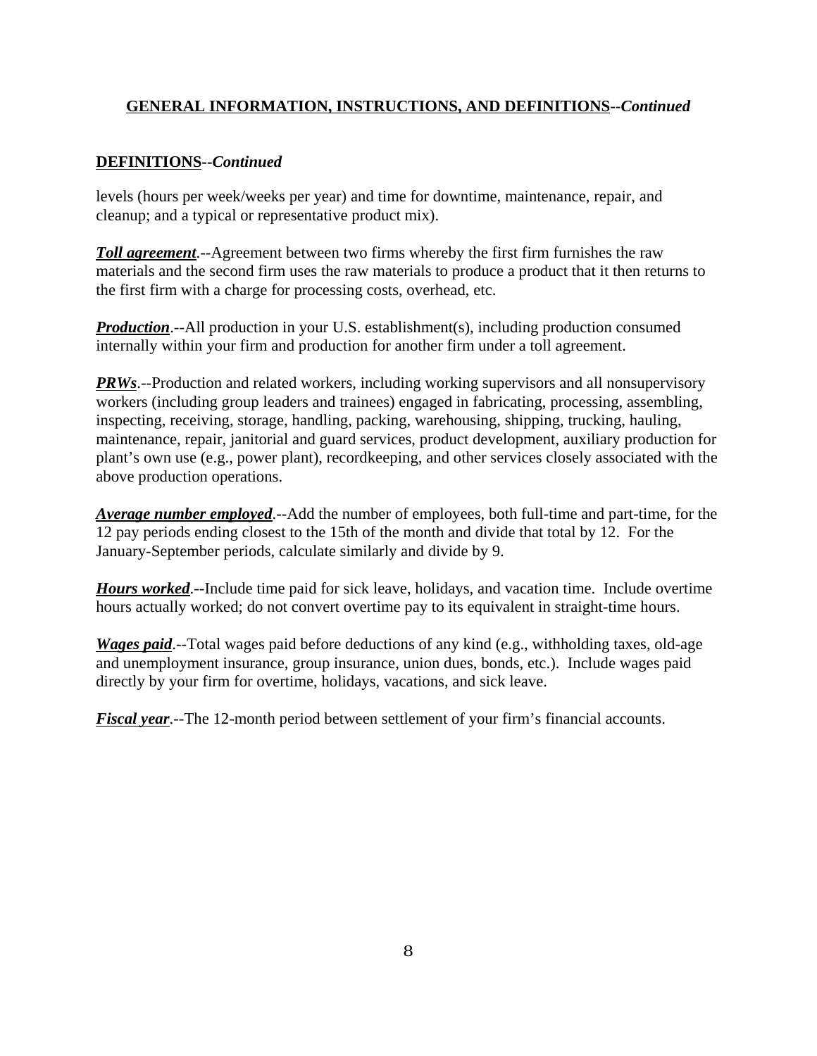**<u>GENERAL INFORMATION, INSTRUCTIONS, AND DEFINITIONS</u>--*Continued***

**<u>DEFINITIONS</u>--*Continued***

levels (hours per week/weeks per year) and time for downtime, maintenance, repair, and cleanup; and a typical or representative product mix).

***<u>Toll agreement</u>***.--Agreement between two firms whereby the first firm furnishes the raw materials and the second firm uses the raw materials to produce a product that it then returns to the first firm with a charge for processing costs, overhead, etc.

***<u>Production</u>***.--All production in your U.S. establishment(s), including production consumed internally within your firm and production for another firm under a toll agreement.

***<u>PRWs</u>***.--Production and related workers, including working supervisors and all nonsupervisory workers (including group leaders and trainees) engaged in fabricating, processing, assembling, inspecting, receiving, storage, handling, packing, warehousing, shipping, trucking, hauling, maintenance, repair, janitorial and guard services, product development, auxiliary production for plant's own use (e.g., power plant), recordkeeping, and other services closely associated with the above production operations.

***<u>Average number employed</u>***.--Add the number of employees, both full-time and part-time, for the 12 pay periods ending closest to the 15th of the month and divide that total by 12. For the January-September periods, calculate similarly and divide by 9.

***<u>Hours worked</u>***.--Include time paid for sick leave, holidays, and vacation time. Include overtime hours actually worked; do not convert overtime pay to its equivalent in straight-time hours.

***<u>Wages paid</u>***.--Total wages paid before deductions of any kind (e.g., withholding taxes, old-age and unemployment insurance, group insurance, union dues, bonds, etc.). Include wages paid directly by your firm for overtime, holidays, vacations, and sick leave.

***<u>Fiscal year</u>***.--The 12-month period between settlement of your firm's financial accounts.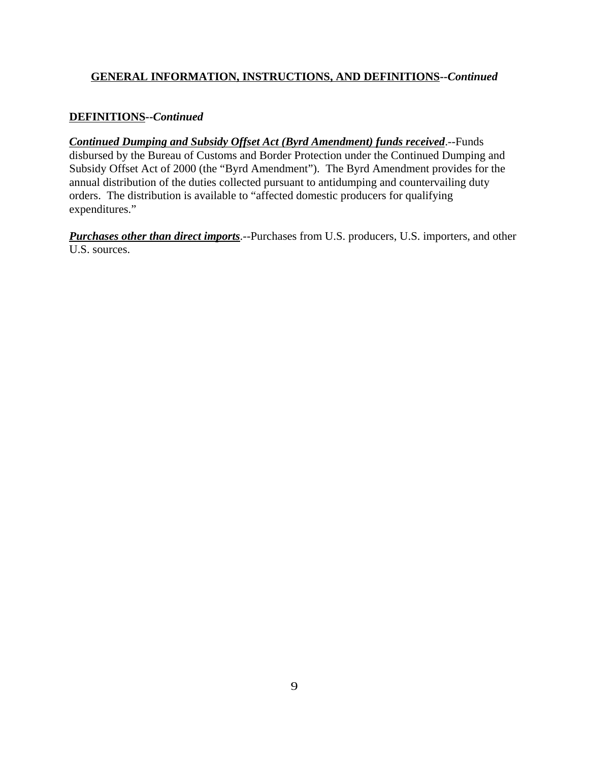## GENERAL INFORMATION, INSTRUCTIONS, AND DEFINITIONS--*Continued*

### DEFINITIONS--*Continued*

***Continued Dumping and Subsidy Offset Act (Byrd Amendment) funds received***.--Funds disbursed by the Bureau of Customs and Border Protection under the Continued Dumping and Subsidy Offset Act of 2000 (the "Byrd Amendment"). The Byrd Amendment provides for the annual distribution of the duties collected pursuant to antidumping and countervailing duty orders. The distribution is available to "affected domestic producers for qualifying expenditures."

***Purchases other than direct imports***.--Purchases from U.S. producers, U.S. importers, and other U.S. sources.